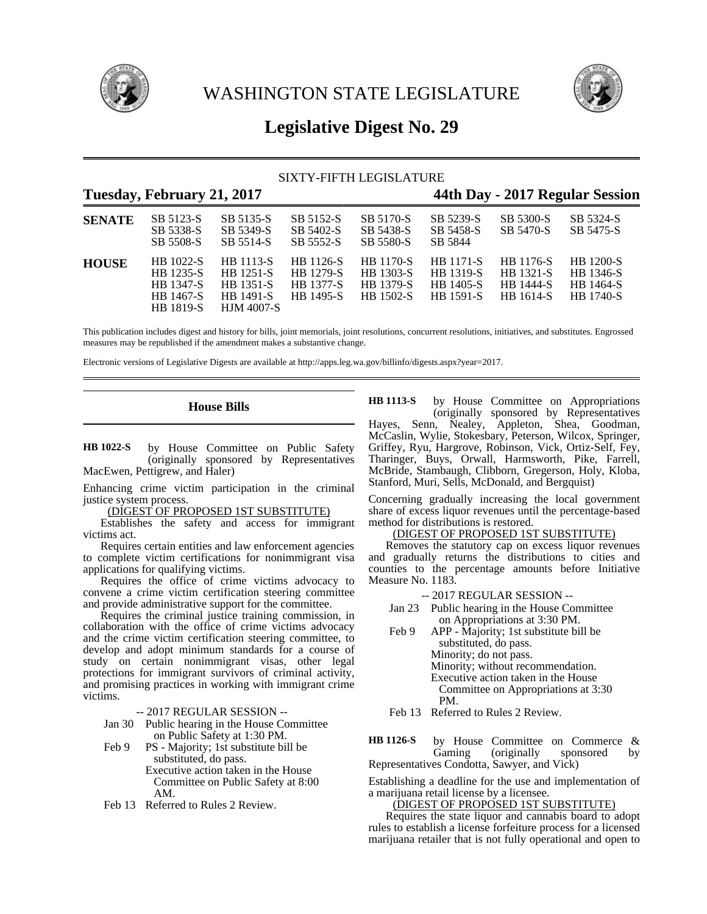# WASHINGTON STATE LEGISLATURE

# Legislative Digest No. 29

SIXTY-FIFTH LEGISLATURE

**Tuesday, February 21, 2017** — **44th Day - 2017 Regular Session**

| | | | | | | | |
|---|---|---|---|---|---|---|---|
| **SENATE** | SB 5123-S | SB 5135-S | SB 5152-S | SB 5170-S | SB 5239-S | SB 5300-S | SB 5324-S |
| | SB 5338-S | SB 5349-S | SB 5402-S | SB 5438-S | SB 5458-S | SB 5470-S | SB 5475-S |
| | SB 5508-S | SB 5514-S | SB 5552-S | SB 5580-S | SB 5844 | | |
| **HOUSE** | HB 1022-S | HB 1113-S | HB 1126-S | HB 1170-S | HB 1171-S | HB 1176-S | HB 1200-S |
| | HB 1235-S | HB 1251-S | HB 1279-S | HB 1303-S | HB 1319-S | HB 1321-S | HB 1346-S |
| | HB 1347-S | HB 1351-S | HB 1377-S | HB 1379-S | HB 1405-S | HB 1444-S | HB 1464-S |
| | HB 1467-S | HB 1491-S | HB 1495-S | HB 1502-S | HB 1591-S | HB 1614-S | HB 1740-S |
| | HB 1819-S | HJM 4007-S | | | | | |

This publication includes digest and history for bills, joint memorials, joint resolutions, concurrent resolutions, initiatives, and substitutes. Engrossed measures may be republished if the amendment makes a substantive change.

Electronic versions of Legislative Digests are available at http://apps.leg.wa.gov/billinfo/digests.aspx?year=2017.

## House Bills

**HB 1022-S** by House Committee on Public Safety (originally sponsored by Representatives MacEwen, Pettigrew, and Haler)

Enhancing crime victim participation in the criminal justice system process.

(DIGEST OF PROPOSED 1ST SUBSTITUTE)

Establishes the safety and access for immigrant victims act.

Requires certain entities and law enforcement agencies to complete victim certifications for nonimmigrant visa applications for qualifying victims.

Requires the office of crime victims advocacy to convene a crime victim certification steering committee and provide administrative support for the committee.

Requires the criminal justice training commission, in collaboration with the office of crime victims advocacy and the crime victim certification steering committee, to develop and adopt minimum standards for a course of study on certain nonimmigrant visas, other legal protections for immigrant survivors of criminal activity, and promising practices in working with immigrant crime victims.

-- 2017 REGULAR SESSION --

Jan 30 Public hearing in the House Committee on Public Safety at 1:30 PM.

Feb 9 PS - Majority; 1st substitute bill be substituted, do pass.
Executive action taken in the House Committee on Public Safety at 8:00 AM.

Feb 13 Referred to Rules 2 Review.

**HB 1113-S** by House Committee on Appropriations (originally sponsored by Representatives Hayes, Senn, Nealey, Appleton, Shea, Goodman, McCaslin, Wylie, Stokesbary, Peterson, Wilcox, Springer, Griffey, Ryu, Hargrove, Robinson, Vick, Ortiz-Self, Fey, Tharinger, Buys, Orwall, Harmsworth, Pike, Farrell, McBride, Stambaugh, Clibborn, Gregerson, Holy, Kloba, Stanford, Muri, Sells, McDonald, and Bergquist)

Concerning gradually increasing the local government share of excess liquor revenues until the percentage-based method for distributions is restored.

(DIGEST OF PROPOSED 1ST SUBSTITUTE)

Removes the statutory cap on excess liquor revenues and gradually returns the distributions to cities and counties to the percentage amounts before Initiative Measure No. 1183.

-- 2017 REGULAR SESSION --

Jan 23 Public hearing in the House Committee on Appropriations at 3:30 PM.

Feb 9 APP - Majority; 1st substitute bill be substituted, do pass.
Minority; do not pass.
Minority; without recommendation.
Executive action taken in the House Committee on Appropriations at 3:30 PM.

Feb 13 Referred to Rules 2 Review.

**HB 1126-S** by House Committee on Commerce & Gaming (originally sponsored by Representatives Condotta, Sawyer, and Vick)

Establishing a deadline for the use and implementation of a marijuana retail license by a licensee.

(DIGEST OF PROPOSED 1ST SUBSTITUTE)

Requires the state liquor and cannabis board to adopt rules to establish a license forfeiture process for a licensed marijuana retailer that is not fully operational and open to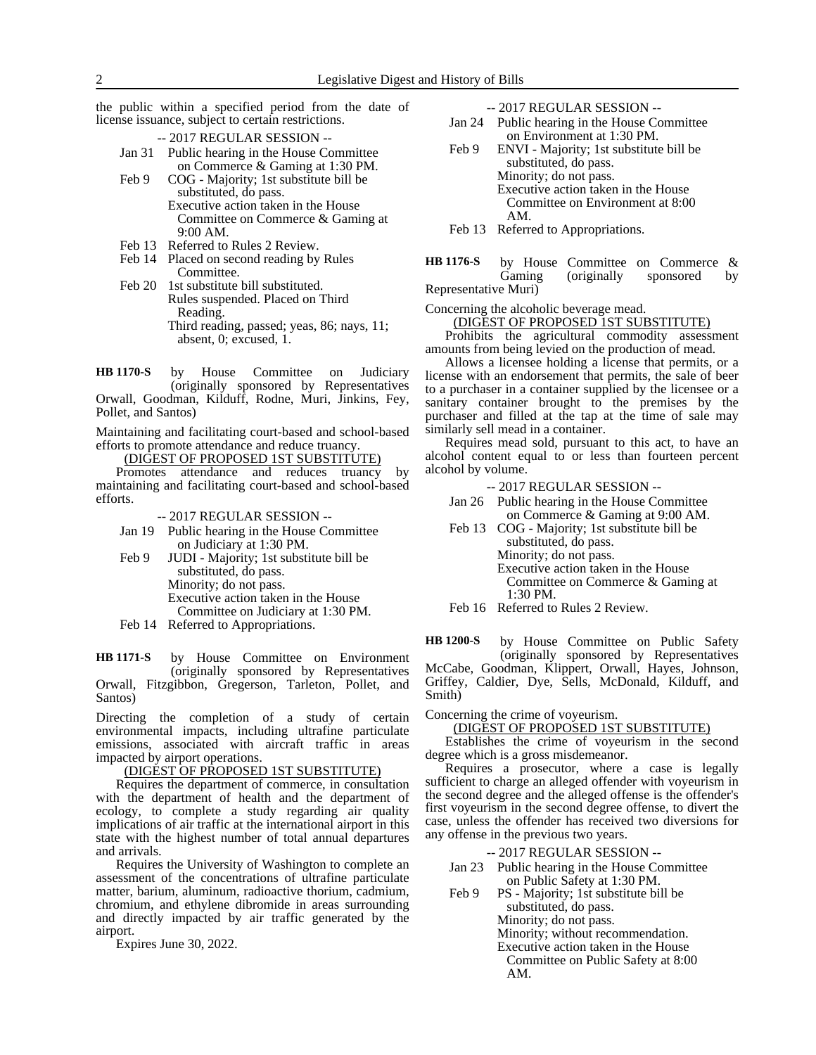the public within a specified period from the date of license issuance, subject to certain restrictions.

-- 2017 REGULAR SESSION --

- Jan 31 Public hearing in the House Committee on Commerce & Gaming at 1:30 PM.
- Feb 9 COG - Majority; 1st substitute bill be substituted, do pass.
  Executive action taken in the House Committee on Commerce & Gaming at 9:00 AM.
- Feb 13 Referred to Rules 2 Review.
- Feb 14 Placed on second reading by Rules Committee.
- Feb 20 1st substitute bill substituted.
  Rules suspended. Placed on Third Reading.
  Third reading, passed; yeas, 86; nays, 11; absent, 0; excused, 1.

**HB 1170-S** by House Committee on Judiciary (originally sponsored by Representatives Orwall, Goodman, Kilduff, Rodne, Muri, Jinkins, Fey, Pollet, and Santos)

Maintaining and facilitating court-based and school-based efforts to promote attendance and reduce truancy.

(DIGEST OF PROPOSED 1ST SUBSTITUTE)

Promotes attendance and reduces truancy by maintaining and facilitating court-based and school-based efforts.

-- 2017 REGULAR SESSION --

- Jan 19 Public hearing in the House Committee on Judiciary at 1:30 PM.
- Feb 9 JUDI - Majority; 1st substitute bill be substituted, do pass.
  Minority; do not pass.
  Executive action taken in the House Committee on Judiciary at 1:30 PM.
- Feb 14 Referred to Appropriations.

**HB 1171-S** by House Committee on Environment (originally sponsored by Representatives Orwall, Fitzgibbon, Gregerson, Tarleton, Pollet, and Santos)

Directing the completion of a study of certain environmental impacts, including ultrafine particulate emissions, associated with aircraft traffic in areas impacted by airport operations.

(DIGEST OF PROPOSED 1ST SUBSTITUTE)

Requires the department of commerce, in consultation with the department of health and the department of ecology, to complete a study regarding air quality implications of air traffic at the international airport in this state with the highest number of total annual departures and arrivals.

Requires the University of Washington to complete an assessment of the concentrations of ultrafine particulate matter, barium, aluminum, radioactive thorium, cadmium, chromium, and ethylene dibromide in areas surrounding and directly impacted by air traffic generated by the airport.

Expires June 30, 2022.

-- 2017 REGULAR SESSION --

- Jan 24 Public hearing in the House Committee on Environment at 1:30 PM.
- Feb 9 ENVI - Majority; 1st substitute bill be substituted, do pass.
  Minority; do not pass.
  Executive action taken in the House Committee on Environment at 8:00 AM.
- Feb 13 Referred to Appropriations.

**HB 1176-S** by House Committee on Commerce & Gaming (originally sponsored by Representative Muri)

Concerning the alcoholic beverage mead.

(DIGEST OF PROPOSED 1ST SUBSTITUTE)

Prohibits the agricultural commodity assessment amounts from being levied on the production of mead.

Allows a licensee holding a license that permits, or a license with an endorsement that permits, the sale of beer to a purchaser in a container supplied by the licensee or a sanitary container brought to the premises by the purchaser and filled at the tap at the time of sale may similarly sell mead in a container.

Requires mead sold, pursuant to this act, to have an alcohol content equal to or less than fourteen percent alcohol by volume.

-- 2017 REGULAR SESSION --

- Jan 26 Public hearing in the House Committee on Commerce & Gaming at 9:00 AM.
- Feb 13 COG - Majority; 1st substitute bill be substituted, do pass.
  Minority; do not pass.
  Executive action taken in the House Committee on Commerce & Gaming at 1:30 PM.
- Feb 16 Referred to Rules 2 Review.

**HB 1200-S** by House Committee on Public Safety (originally sponsored by Representatives McCabe, Goodman, Klippert, Orwall, Hayes, Johnson, Griffey, Caldier, Dye, Sells, McDonald, Kilduff, and Smith)

Concerning the crime of voyeurism.

(DIGEST OF PROPOSED 1ST SUBSTITUTE)

Establishes the crime of voyeurism in the second degree which is a gross misdemeanor.

Requires a prosecutor, where a case is legally sufficient to charge an alleged offender with voyeurism in the second degree and the alleged offense is the offender's first voyeurism in the second degree offense, to divert the case, unless the offender has received two diversions for any offense in the previous two years.

-- 2017 REGULAR SESSION --

- Jan 23 Public hearing in the House Committee on Public Safety at 1:30 PM.
- Feb 9 PS - Majority; 1st substitute bill be substituted, do pass.
  Minority; do not pass.
  Minority; without recommendation.
  Executive action taken in the House Committee on Public Safety at 8:00 AM.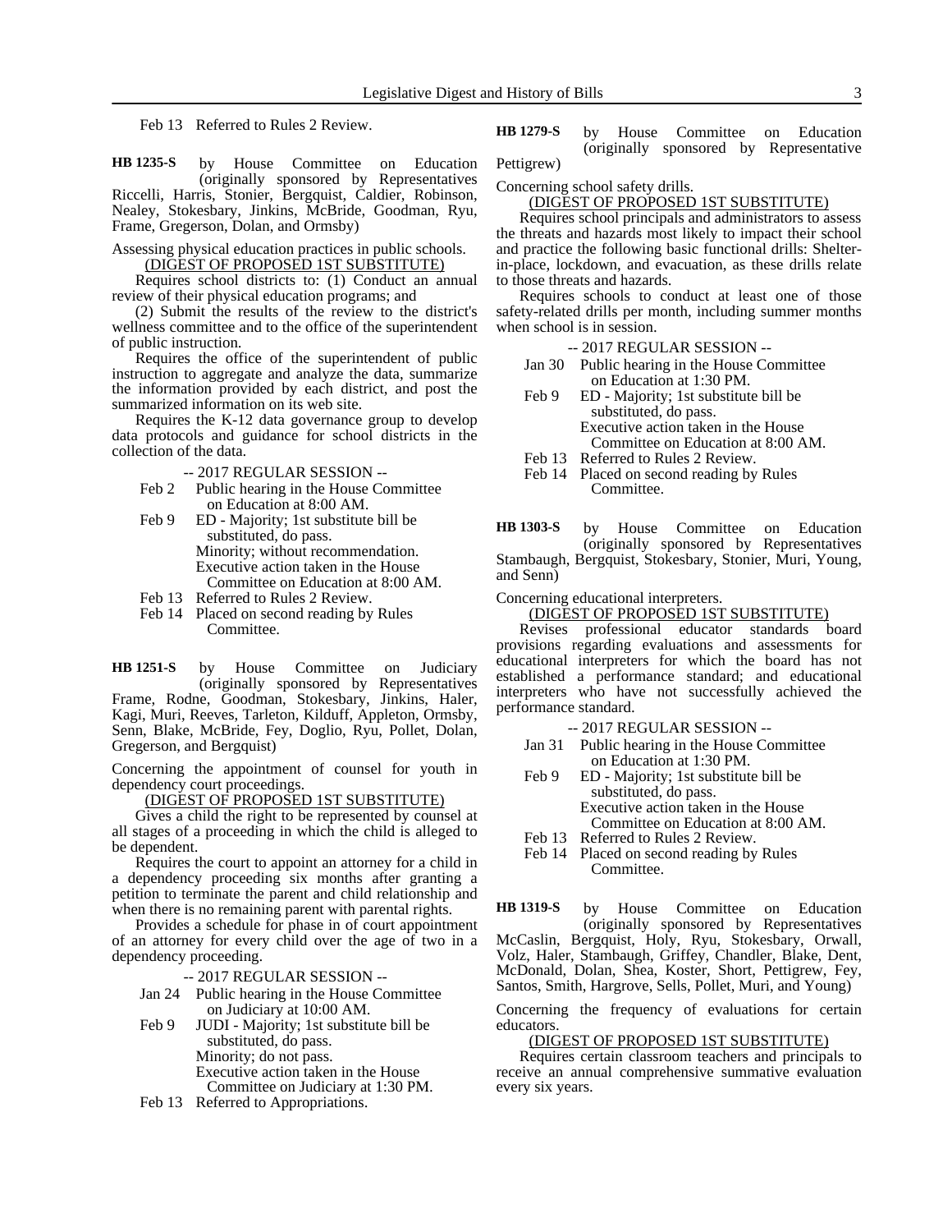Feb 13 Referred to Rules 2 Review.

**HB 1235-S** by House Committee on Education (originally sponsored by Representatives Riccelli, Harris, Stonier, Bergquist, Caldier, Robinson, Nealey, Stokesbary, Jinkins, McBride, Goodman, Ryu, Frame, Gregerson, Dolan, and Ormsby)

Assessing physical education practices in public schools.

(DIGEST OF PROPOSED 1ST SUBSTITUTE)

Requires school districts to: (1) Conduct an annual review of their physical education programs; and

(2) Submit the results of the review to the district's wellness committee and to the office of the superintendent of public instruction.

Requires the office of the superintendent of public instruction to aggregate and analyze the data, summarize the information provided by each district, and post the summarized information on its web site.

Requires the K-12 data governance group to develop data protocols and guidance for school districts in the collection of the data.

-- 2017 REGULAR SESSION --

Feb 2 Public hearing in the House Committee on Education at 8:00 AM.

Feb 9 ED - Majority; 1st substitute bill be substituted, do pass.
Minority; without recommendation.
Executive action taken in the House Committee on Education at 8:00 AM.

Feb 13 Referred to Rules 2 Review.

Feb 14 Placed on second reading by Rules Committee.

**HB 1251-S** by House Committee on Judiciary (originally sponsored by Representatives Frame, Rodne, Goodman, Stokesbary, Jinkins, Haler, Kagi, Muri, Reeves, Tarleton, Kilduff, Appleton, Ormsby, Senn, Blake, McBride, Fey, Doglio, Ryu, Pollet, Dolan, Gregerson, and Bergquist)

Concerning the appointment of counsel for youth in dependency court proceedings.

(DIGEST OF PROPOSED 1ST SUBSTITUTE)

Gives a child the right to be represented by counsel at all stages of a proceeding in which the child is alleged to be dependent.

Requires the court to appoint an attorney for a child in a dependency proceeding six months after granting a petition to terminate the parent and child relationship and when there is no remaining parent with parental rights.

Provides a schedule for phase in of court appointment of an attorney for every child over the age of two in a dependency proceeding.

-- 2017 REGULAR SESSION --

Jan 24 Public hearing in the House Committee on Judiciary at 10:00 AM.

Feb 9 JUDI - Majority; 1st substitute bill be substituted, do pass.
Minority; do not pass.
Executive action taken in the House Committee on Judiciary at 1:30 PM.

Feb 13 Referred to Appropriations.

**HB 1279-S** by House Committee on Education (originally sponsored by Representative Pettigrew)

Concerning school safety drills.

(DIGEST OF PROPOSED 1ST SUBSTITUTE)

Requires school principals and administrators to assess the threats and hazards most likely to impact their school and practice the following basic functional drills: Shelter-in-place, lockdown, and evacuation, as these drills relate to those threats and hazards.

Requires schools to conduct at least one of those safety-related drills per month, including summer months when school is in session.

-- 2017 REGULAR SESSION --

Jan 30 Public hearing in the House Committee on Education at 1:30 PM.

Feb 9 ED - Majority; 1st substitute bill be substituted, do pass.
Executive action taken in the House Committee on Education at 8:00 AM.

Feb 13 Referred to Rules 2 Review.

Feb 14 Placed on second reading by Rules Committee.

**HB 1303-S** by House Committee on Education (originally sponsored by Representatives Stambaugh, Bergquist, Stokesbary, Stonier, Muri, Young, and Senn)

Concerning educational interpreters.

(DIGEST OF PROPOSED 1ST SUBSTITUTE)

Revises professional educator standards board provisions regarding evaluations and assessments for educational interpreters for which the board has not established a performance standard; and educational interpreters who have not successfully achieved the performance standard.

-- 2017 REGULAR SESSION --

Jan 31 Public hearing in the House Committee on Education at 1:30 PM.

Feb 9 ED - Majority; 1st substitute bill be substituted, do pass.
Executive action taken in the House Committee on Education at 8:00 AM.

Feb 13 Referred to Rules 2 Review.

Feb 14 Placed on second reading by Rules Committee.

**HB 1319-S** by House Committee on Education (originally sponsored by Representatives McCaslin, Bergquist, Holy, Ryu, Stokesbary, Orwall, Volz, Haler, Stambaugh, Griffey, Chandler, Blake, Dent, McDonald, Dolan, Shea, Koster, Short, Pettigrew, Fey, Santos, Smith, Hargrove, Sells, Pollet, Muri, and Young)

Concerning the frequency of evaluations for certain educators.

(DIGEST OF PROPOSED 1ST SUBSTITUTE)

Requires certain classroom teachers and principals to receive an annual comprehensive summative evaluation every six years.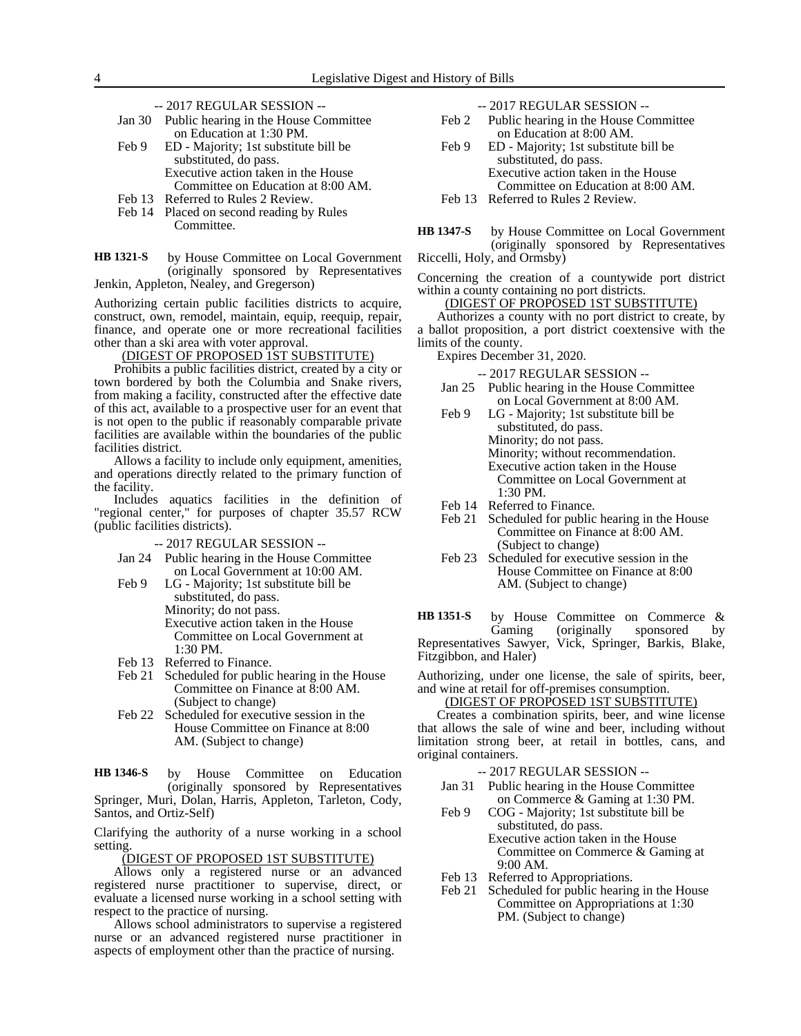-- 2017 REGULAR SESSION --

Jan 30 Public hearing in the House Committee on Education at 1:30 PM.

Feb 9 ED - Majority; 1st substitute bill be substituted, do pass.
Executive action taken in the House Committee on Education at 8:00 AM.

Feb 13 Referred to Rules 2 Review.

Feb 14 Placed on second reading by Rules Committee.

**HB 1321-S** by House Committee on Local Government (originally sponsored by Representatives Jenkin, Appleton, Nealey, and Gregerson)

Authorizing certain public facilities districts to acquire, construct, own, remodel, maintain, equip, reequip, repair, finance, and operate one or more recreational facilities other than a ski area with voter approval.

(DIGEST OF PROPOSED 1ST SUBSTITUTE)

Prohibits a public facilities district, created by a city or town bordered by both the Columbia and Snake rivers, from making a facility, constructed after the effective date of this act, available to a prospective user for an event that is not open to the public if reasonably comparable private facilities are available within the boundaries of the public facilities district.

Allows a facility to include only equipment, amenities, and operations directly related to the primary function of the facility.

Includes aquatics facilities in the definition of "regional center," for purposes of chapter 35.57 RCW (public facilities districts).

-- 2017 REGULAR SESSION --

Jan 24 Public hearing in the House Committee on Local Government at 10:00 AM.

Feb 9 LG - Majority; 1st substitute bill be substituted, do pass.
Minority; do not pass.
Executive action taken in the House Committee on Local Government at 1:30 PM.

Feb 13 Referred to Finance.

Feb 21 Scheduled for public hearing in the House Committee on Finance at 8:00 AM. (Subject to change)

Feb 22 Scheduled for executive session in the House Committee on Finance at 8:00 AM. (Subject to change)

**HB 1346-S** by House Committee on Education (originally sponsored by Representatives Springer, Muri, Dolan, Harris, Appleton, Tarleton, Cody, Santos, and Ortiz-Self)

Clarifying the authority of a nurse working in a school setting.

(DIGEST OF PROPOSED 1ST SUBSTITUTE)

Allows only a registered nurse or an advanced registered nurse practitioner to supervise, direct, or evaluate a licensed nurse working in a school setting with respect to the practice of nursing.

Allows school administrators to supervise a registered nurse or an advanced registered nurse practitioner in aspects of employment other than the practice of nursing.

-- 2017 REGULAR SESSION --

Feb 2 Public hearing in the House Committee on Education at 8:00 AM.

Feb 9 ED - Majority; 1st substitute bill be substituted, do pass.
Executive action taken in the House Committee on Education at 8:00 AM.

Feb 13 Referred to Rules 2 Review.

**HB 1347-S** by House Committee on Local Government (originally sponsored by Representatives Riccelli, Holy, and Ormsby)

Concerning the creation of a countywide port district within a county containing no port districts.

(DIGEST OF PROPOSED 1ST SUBSTITUTE)

Authorizes a county with no port district to create, by a ballot proposition, a port district coextensive with the limits of the county.

Expires December 31, 2020.

-- 2017 REGULAR SESSION --

Jan 25 Public hearing in the House Committee on Local Government at 8:00 AM.

Feb 9 LG - Majority; 1st substitute bill be substituted, do pass.
Minority; do not pass.
Minority; without recommendation.
Executive action taken in the House Committee on Local Government at 1:30 PM.

Feb 14 Referred to Finance.

Feb 21 Scheduled for public hearing in the House Committee on Finance at 8:00 AM. (Subject to change)

Feb 23 Scheduled for executive session in the House Committee on Finance at 8:00 AM. (Subject to change)

**HB 1351-S** by House Committee on Commerce & Gaming (originally sponsored by Representatives Sawyer, Vick, Springer, Barkis, Blake, Fitzgibbon, and Haler)

Authorizing, under one license, the sale of spirits, beer, and wine at retail for off-premises consumption.

(DIGEST OF PROPOSED 1ST SUBSTITUTE)

Creates a combination spirits, beer, and wine license that allows the sale of wine and beer, including without limitation strong beer, at retail in bottles, cans, and original containers.

-- 2017 REGULAR SESSION --

Jan 31 Public hearing in the House Committee on Commerce & Gaming at 1:30 PM.

Feb 9 COG - Majority; 1st substitute bill be substituted, do pass.
Executive action taken in the House Committee on Commerce & Gaming at 9:00 AM.

Feb 13 Referred to Appropriations.

Feb 21 Scheduled for public hearing in the House Committee on Appropriations at 1:30 PM. (Subject to change)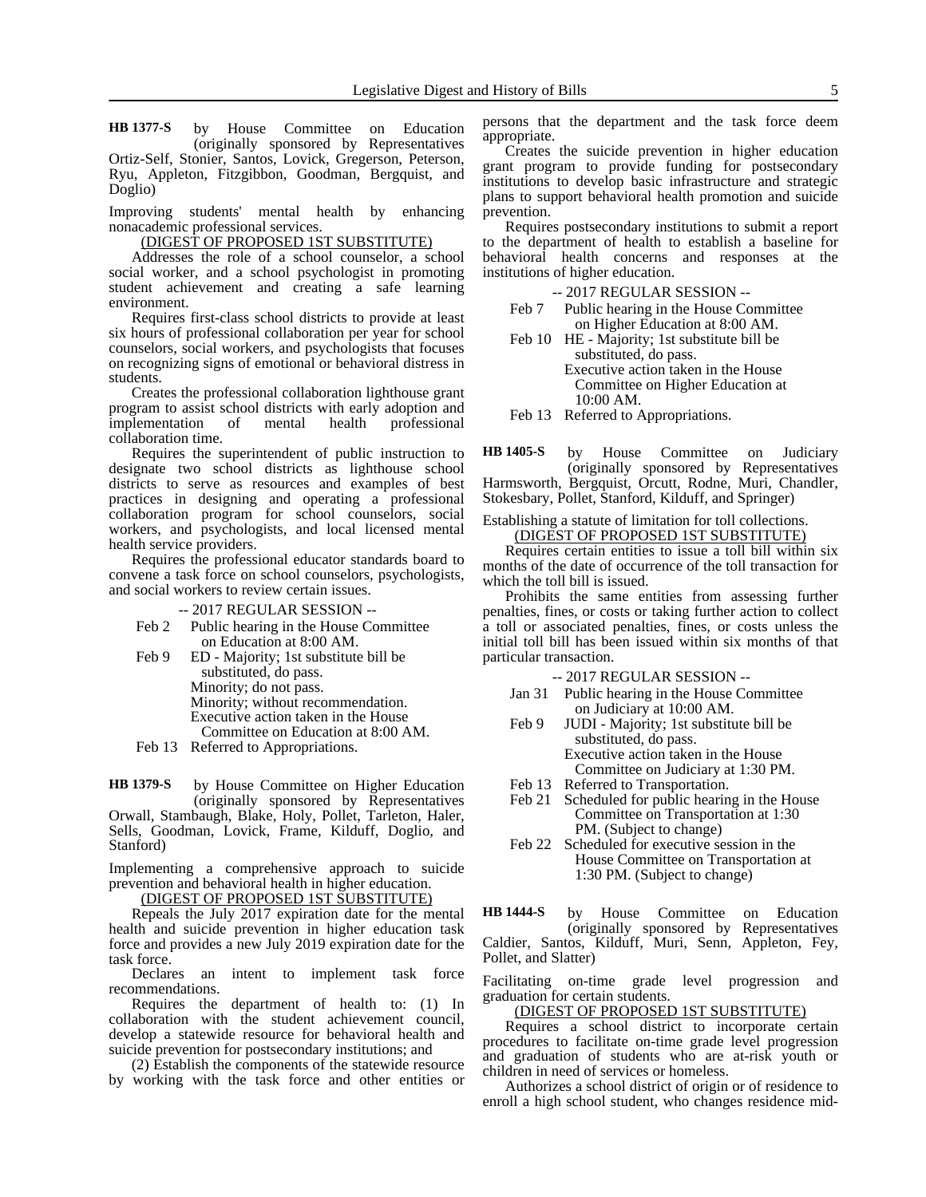**HB 1377-S** by House Committee on Education (originally sponsored by Representatives Ortiz-Self, Stonier, Santos, Lovick, Gregerson, Peterson, Ryu, Appleton, Fitzgibbon, Goodman, Bergquist, and Doglio)

Improving students' mental health by enhancing nonacademic professional services.

(DIGEST OF PROPOSED 1ST SUBSTITUTE)

Addresses the role of a school counselor, a school social worker, and a school psychologist in promoting student achievement and creating a safe learning environment.

Requires first-class school districts to provide at least six hours of professional collaboration per year for school counselors, social workers, and psychologists that focuses on recognizing signs of emotional or behavioral distress in students.

Creates the professional collaboration lighthouse grant program to assist school districts with early adoption and implementation of mental health professional collaboration time.

Requires the superintendent of public instruction to designate two school districts as lighthouse school districts to serve as resources and examples of best practices in designing and operating a professional collaboration program for school counselors, social workers, and psychologists, and local licensed mental health service providers.

Requires the professional educator standards board to convene a task force on school counselors, psychologists, and social workers to review certain issues.

-- 2017 REGULAR SESSION --

Feb 2 Public hearing in the House Committee on Education at 8:00 AM.
Feb 9 ED - Majority; 1st substitute bill be substituted, do pass.
Minority; do not pass.
Minority; without recommendation.
Executive action taken in the House Committee on Education at 8:00 AM.
Feb 13 Referred to Appropriations.

**HB 1379-S** by House Committee on Higher Education (originally sponsored by Representatives Orwall, Stambaugh, Blake, Holy, Pollet, Tarleton, Haler, Sells, Goodman, Lovick, Frame, Kilduff, Doglio, and Stanford)

Implementing a comprehensive approach to suicide prevention and behavioral health in higher education.

(DIGEST OF PROPOSED 1ST SUBSTITUTE)

Repeals the July 2017 expiration date for the mental health and suicide prevention in higher education task force and provides a new July 2019 expiration date for the task force.

Declares an intent to implement task force recommendations.

Requires the department of health to: (1) In collaboration with the student achievement council, develop a statewide resource for behavioral health and suicide prevention for postsecondary institutions; and

(2) Establish the components of the statewide resource by working with the task force and other entities or persons that the department and the task force deem appropriate.

Creates the suicide prevention in higher education grant program to provide funding for postsecondary institutions to develop basic infrastructure and strategic plans to support behavioral health promotion and suicide prevention.

Requires postsecondary institutions to submit a report to the department of health to establish a baseline for behavioral health concerns and responses at the institutions of higher education.

-- 2017 REGULAR SESSION --

Feb 7 Public hearing in the House Committee on Higher Education at 8:00 AM.
Feb 10 HE - Majority; 1st substitute bill be substituted, do pass.
Executive action taken in the House Committee on Higher Education at 10:00 AM.
Feb 13 Referred to Appropriations.

**HB 1405-S** by House Committee on Judiciary (originally sponsored by Representatives Harmsworth, Bergquist, Orcutt, Rodne, Muri, Chandler, Stokesbary, Pollet, Stanford, Kilduff, and Springer)

Establishing a statute of limitation for toll collections.

(DIGEST OF PROPOSED 1ST SUBSTITUTE)

Requires certain entities to issue a toll bill within six months of the date of occurrence of the toll transaction for which the toll bill is issued.

Prohibits the same entities from assessing further penalties, fines, or costs or taking further action to collect a toll or associated penalties, fines, or costs unless the initial toll bill has been issued within six months of that particular transaction.

-- 2017 REGULAR SESSION --

Jan 31 Public hearing in the House Committee on Judiciary at 10:00 AM.
Feb 9 JUDI - Majority; 1st substitute bill be substituted, do pass.
Executive action taken in the House Committee on Judiciary at 1:30 PM.
Feb 13 Referred to Transportation.
Feb 21 Scheduled for public hearing in the House Committee on Transportation at 1:30 PM. (Subject to change)
Feb 22 Scheduled for executive session in the House Committee on Transportation at 1:30 PM. (Subject to change)

**HB 1444-S** by House Committee on Education (originally sponsored by Representatives Caldier, Santos, Kilduff, Muri, Senn, Appleton, Fey, Pollet, and Slatter)

Facilitating on-time grade level progression and graduation for certain students.

(DIGEST OF PROPOSED 1ST SUBSTITUTE)

Requires a school district to incorporate certain procedures to facilitate on-time grade level progression and graduation of students who are at-risk youth or children in need of services or homeless.

Authorizes a school district of origin or of residence to enroll a high school student, who changes residence mid-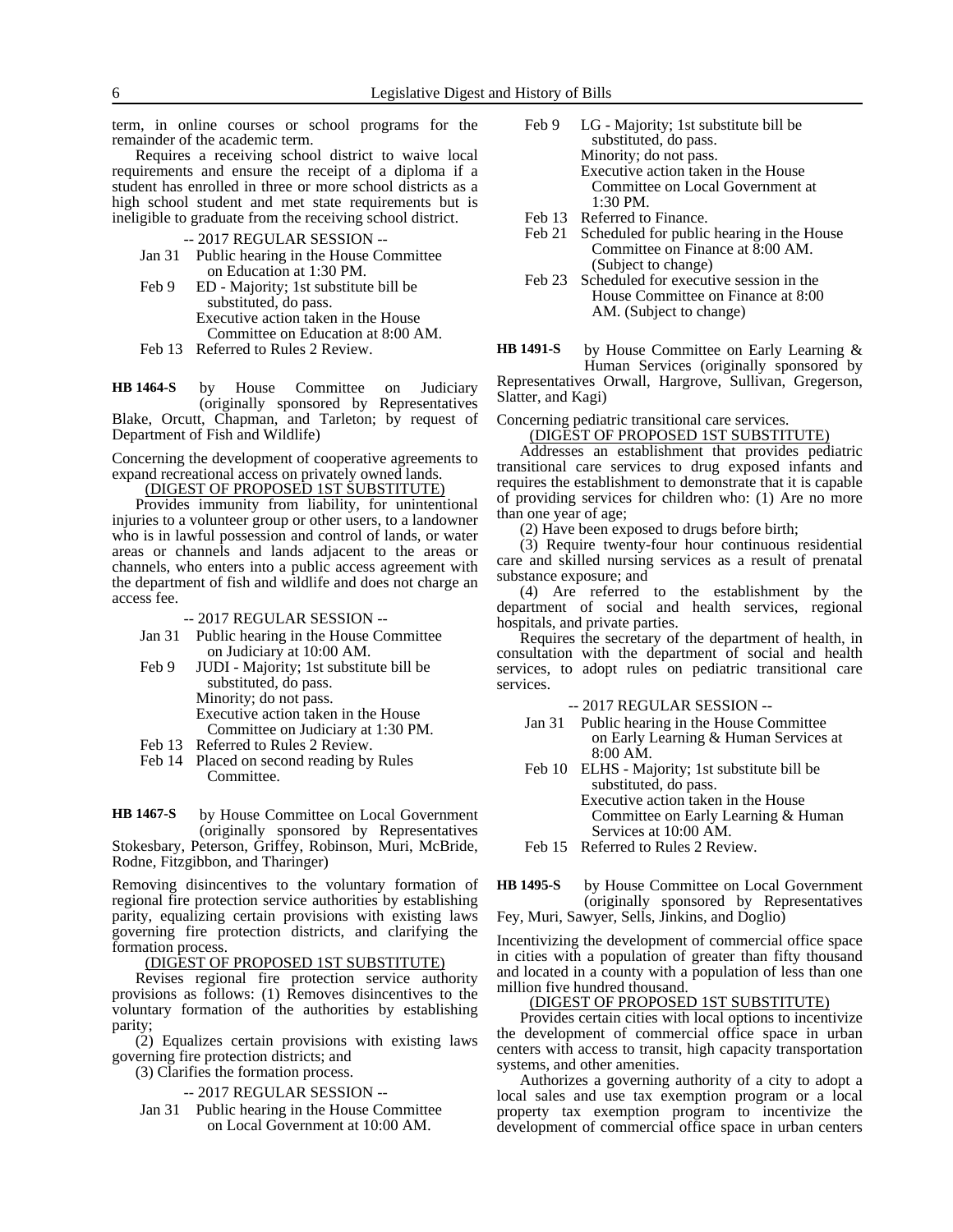term, in online courses or school programs for the remainder of the academic term.

Requires a receiving school district to waive local requirements and ensure the receipt of a diploma if a student has enrolled in three or more school districts as a high school student and met state requirements but is ineligible to graduate from the receiving school district.

-- 2017 REGULAR SESSION --

Jan 31 Public hearing in the House Committee on Education at 1:30 PM.
Feb 9 ED - Majority; 1st substitute bill be substituted, do pass.
Executive action taken in the House Committee on Education at 8:00 AM.
Feb 13 Referred to Rules 2 Review.

**HB 1464-S** by House Committee on Judiciary (originally sponsored by Representatives Blake, Orcutt, Chapman, and Tarleton; by request of Department of Fish and Wildlife)

Concerning the development of cooperative agreements to expand recreational access on privately owned lands.

(DIGEST OF PROPOSED 1ST SUBSTITUTE)

Provides immunity from liability, for unintentional injuries to a volunteer group or other users, to a landowner who is in lawful possession and control of lands, or water areas or channels and lands adjacent to the areas or channels, who enters into a public access agreement with the department of fish and wildlife and does not charge an access fee.

-- 2017 REGULAR SESSION --

Jan 31 Public hearing in the House Committee on Judiciary at 10:00 AM.
Feb 9 JUDI - Majority; 1st substitute bill be substituted, do pass.
Minority; do not pass.
Executive action taken in the House Committee on Judiciary at 1:30 PM.
Feb 13 Referred to Rules 2 Review.
Feb 14 Placed on second reading by Rules Committee.

**HB 1467-S** by House Committee on Local Government (originally sponsored by Representatives Stokesbary, Peterson, Griffey, Robinson, Muri, McBride, Rodne, Fitzgibbon, and Tharinger)

Removing disincentives to the voluntary formation of regional fire protection service authorities by establishing parity, equalizing certain provisions with existing laws governing fire protection districts, and clarifying the formation process.

(DIGEST OF PROPOSED 1ST SUBSTITUTE)

Revises regional fire protection service authority provisions as follows: (1) Removes disincentives to the voluntary formation of the authorities by establishing parity;

(2) Equalizes certain provisions with existing laws governing fire protection districts; and

(3) Clarifies the formation process.

-- 2017 REGULAR SESSION --

Jan 31 Public hearing in the House Committee on Local Government at 10:00 AM.
Feb 9 LG - Majority; 1st substitute bill be substituted, do pass.
Minority; do not pass.
Executive action taken in the House Committee on Local Government at 1:30 PM.
Feb 13 Referred to Finance.
Feb 21 Scheduled for public hearing in the House Committee on Finance at 8:00 AM. (Subject to change)
Feb 23 Scheduled for executive session in the House Committee on Finance at 8:00 AM. (Subject to change)

**HB 1491-S** by House Committee on Early Learning & Human Services (originally sponsored by Representatives Orwall, Hargrove, Sullivan, Gregerson, Slatter, and Kagi)

Concerning pediatric transitional care services.

(DIGEST OF PROPOSED 1ST SUBSTITUTE)

Addresses an establishment that provides pediatric transitional care services to drug exposed infants and requires the establishment to demonstrate that it is capable of providing services for children who: (1) Are no more than one year of age;

(2) Have been exposed to drugs before birth;

(3) Require twenty-four hour continuous residential care and skilled nursing services as a result of prenatal substance exposure; and

(4) Are referred to the establishment by the department of social and health services, regional hospitals, and private parties.

Requires the secretary of the department of health, in consultation with the department of social and health services, to adopt rules on pediatric transitional care services.

-- 2017 REGULAR SESSION --

Jan 31 Public hearing in the House Committee on Early Learning & Human Services at 8:00 AM.
Feb 10 ELHS - Majority; 1st substitute bill be substituted, do pass.
Executive action taken in the House Committee on Early Learning & Human Services at 10:00 AM.
Feb 15 Referred to Rules 2 Review.

**HB 1495-S** by House Committee on Local Government (originally sponsored by Representatives Fey, Muri, Sawyer, Sells, Jinkins, and Doglio)

Incentivizing the development of commercial office space in cities with a population of greater than fifty thousand and located in a county with a population of less than one million five hundred thousand.

(DIGEST OF PROPOSED 1ST SUBSTITUTE)

Provides certain cities with local options to incentivize the development of commercial office space in urban centers with access to transit, high capacity transportation systems, and other amenities.

Authorizes a governing authority of a city to adopt a local sales and use tax exemption program or a local property tax exemption program to incentivize the development of commercial office space in urban centers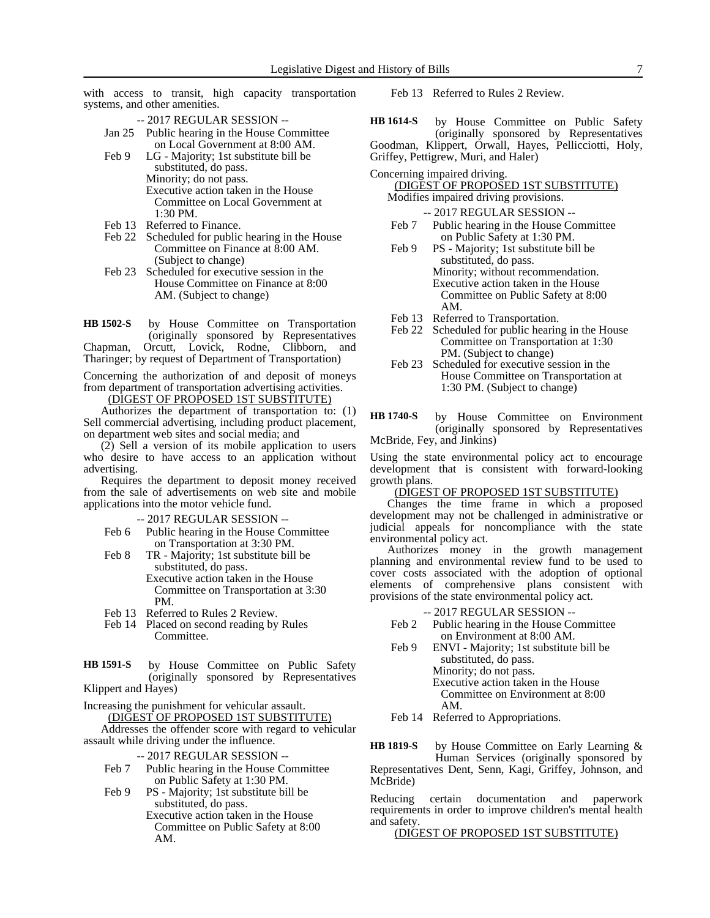with access to transit, high capacity transportation systems, and other amenities.

-- 2017 REGULAR SESSION --

Jan 25 Public hearing in the House Committee on Local Government at 8:00 AM.

Feb 9 LG - Majority; 1st substitute bill be substituted, do pass.
Minority; do not pass.
Executive action taken in the House Committee on Local Government at 1:30 PM.

Feb 13 Referred to Finance.

Feb 22 Scheduled for public hearing in the House Committee on Finance at 8:00 AM. (Subject to change)

Feb 23 Scheduled for executive session in the House Committee on Finance at 8:00 AM. (Subject to change)

**HB 1502-S** by House Committee on Transportation (originally sponsored by Representatives Chapman, Orcutt, Lovick, Rodne, Clibborn, and Tharinger; by request of Department of Transportation)

Concerning the authorization of and deposit of moneys from department of transportation advertising activities.

(DIGEST OF PROPOSED 1ST SUBSTITUTE)

Authorizes the department of transportation to: (1) Sell commercial advertising, including product placement, on department web sites and social media; and

(2) Sell a version of its mobile application to users who desire to have access to an application without advertising.

Requires the department to deposit money received from the sale of advertisements on web site and mobile applications into the motor vehicle fund.

-- 2017 REGULAR SESSION --

Feb 6 Public hearing in the House Committee on Transportation at 3:30 PM.

Feb 8 TR - Majority; 1st substitute bill be substituted, do pass.
Executive action taken in the House Committee on Transportation at 3:30 PM.

Feb 13 Referred to Rules 2 Review.

Feb 14 Placed on second reading by Rules Committee.

**HB 1591-S** by House Committee on Public Safety (originally sponsored by Representatives Klippert and Hayes)

Increasing the punishment for vehicular assault.

(DIGEST OF PROPOSED 1ST SUBSTITUTE)

Addresses the offender score with regard to vehicular assault while driving under the influence.

-- 2017 REGULAR SESSION --

Feb 7 Public hearing in the House Committee on Public Safety at 1:30 PM.

Feb 9 PS - Majority; 1st substitute bill be substituted, do pass.
Executive action taken in the House Committee on Public Safety at 8:00 AM.

Feb 13 Referred to Rules 2 Review.

**HB 1614-S** by House Committee on Public Safety (originally sponsored by Representatives Goodman, Klippert, Orwall, Hayes, Pellicciotti, Holy, Griffey, Pettigrew, Muri, and Haler)

Concerning impaired driving.

(DIGEST OF PROPOSED 1ST SUBSTITUTE)

Modifies impaired driving provisions.

-- 2017 REGULAR SESSION --

Feb 7 Public hearing in the House Committee on Public Safety at 1:30 PM.

Feb 9 PS - Majority; 1st substitute bill be substituted, do pass.
Minority; without recommendation.
Executive action taken in the House Committee on Public Safety at 8:00 AM.

Feb 13 Referred to Transportation.

Feb 22 Scheduled for public hearing in the House Committee on Transportation at 1:30 PM. (Subject to change)

Feb 23 Scheduled for executive session in the House Committee on Transportation at 1:30 PM. (Subject to change)

**HB 1740-S** by House Committee on Environment (originally sponsored by Representatives McBride, Fey, and Jinkins)

Using the state environmental policy act to encourage development that is consistent with forward-looking growth plans.

(DIGEST OF PROPOSED 1ST SUBSTITUTE)

Changes the time frame in which a proposed development may not be challenged in administrative or judicial appeals for noncompliance with the state environmental policy act.

Authorizes money in the growth management planning and environmental review fund to be used to cover costs associated with the adoption of optional elements of comprehensive plans consistent with provisions of the state environmental policy act.

-- 2017 REGULAR SESSION --

Feb 2 Public hearing in the House Committee on Environment at 8:00 AM.

Feb 9 ENVI - Majority; 1st substitute bill be substituted, do pass.
Minority; do not pass.
Executive action taken in the House Committee on Environment at 8:00 AM.

Feb 14 Referred to Appropriations.

**HB 1819-S** by House Committee on Early Learning & Human Services (originally sponsored by Representatives Dent, Senn, Kagi, Griffey, Johnson, and McBride)

Reducing certain documentation and paperwork requirements in order to improve children's mental health and safety.

(DIGEST OF PROPOSED 1ST SUBSTITUTE)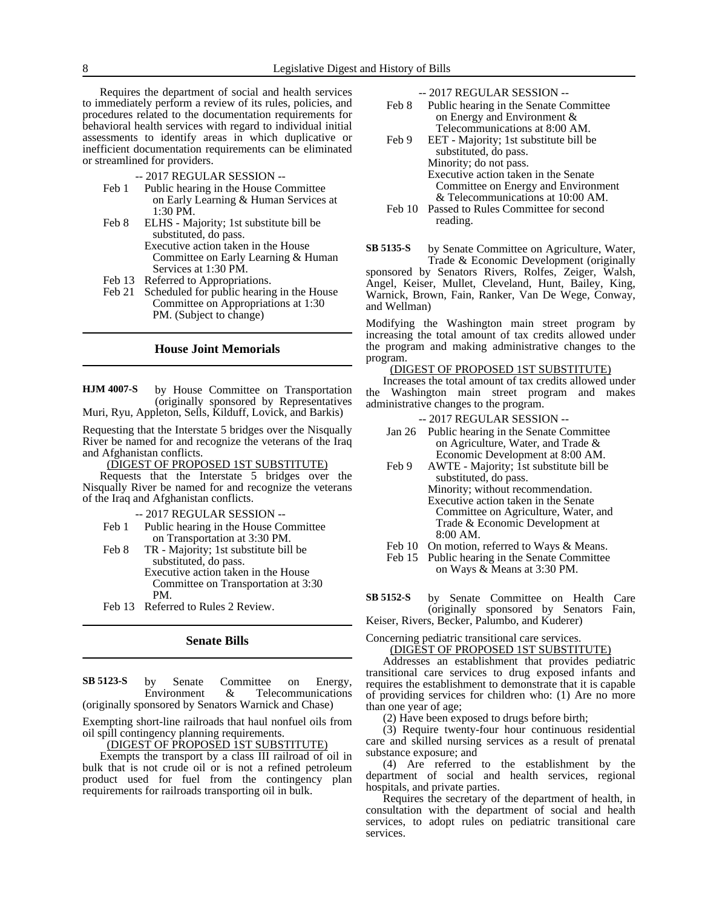Requires the department of social and health services to immediately perform a review of its rules, policies, and procedures related to the documentation requirements for behavioral health services with regard to individual initial assessments to identify areas in which duplicative or inefficient documentation requirements can be eliminated or streamlined for providers.

-- 2017 REGULAR SESSION --

- Feb 1 Public hearing in the House Committee on Early Learning & Human Services at 1:30 PM.
- Feb 8 ELHS - Majority; 1st substitute bill be substituted, do pass.
  Executive action taken in the House Committee on Early Learning & Human Services at 1:30 PM.
- Feb 13 Referred to Appropriations.
- Feb 21 Scheduled for public hearing in the House Committee on Appropriations at 1:30 PM. (Subject to change)

## House Joint Memorials

**HJM 4007-S** by House Committee on Transportation (originally sponsored by Representatives Muri, Ryu, Appleton, Sells, Kilduff, Lovick, and Barkis)

Requesting that the Interstate 5 bridges over the Nisqually River be named for and recognize the veterans of the Iraq and Afghanistan conflicts.

(DIGEST OF PROPOSED 1ST SUBSTITUTE)

Requests that the Interstate 5 bridges over the Nisqually River be named for and recognize the veterans of the Iraq and Afghanistan conflicts.

-- 2017 REGULAR SESSION --

- Feb 1 Public hearing in the House Committee on Transportation at 3:30 PM.
- Feb 8 TR - Majority; 1st substitute bill be substituted, do pass.
  Executive action taken in the House Committee on Transportation at 3:30 PM.
- Feb 13 Referred to Rules 2 Review.

## Senate Bills

**SB 5123-S** by Senate Committee on Energy, Environment & Telecommunications (originally sponsored by Senators Warnick and Chase)

Exempting short-line railroads that haul nonfuel oils from oil spill contingency planning requirements.

(DIGEST OF PROPOSED 1ST SUBSTITUTE)

Exempts the transport by a class III railroad of oil in bulk that is not crude oil or is not a refined petroleum product used for fuel from the contingency plan requirements for railroads transporting oil in bulk.

-- 2017 REGULAR SESSION --

- Feb 8 Public hearing in the Senate Committee on Energy and Environment & Telecommunications at 8:00 AM.
- Feb 9 EET - Majority; 1st substitute bill be substituted, do pass.
  Minority; do not pass.
  Executive action taken in the Senate Committee on Energy and Environment & Telecommunications at 10:00 AM.
- Feb 10 Passed to Rules Committee for second reading.

**SB 5135-S** by Senate Committee on Agriculture, Water, Trade & Economic Development (originally sponsored by Senators Rivers, Rolfes, Zeiger, Walsh, Angel, Keiser, Mullet, Cleveland, Hunt, Bailey, King, Warnick, Brown, Fain, Ranker, Van De Wege, Conway, and Wellman)

Modifying the Washington main street program by increasing the total amount of tax credits allowed under the program and making administrative changes to the program.

(DIGEST OF PROPOSED 1ST SUBSTITUTE)

Increases the total amount of tax credits allowed under the Washington main street program and makes administrative changes to the program.

-- 2017 REGULAR SESSION --

- Jan 26 Public hearing in the Senate Committee on Agriculture, Water, and Trade & Economic Development at 8:00 AM.
- Feb 9 AWTE - Majority; 1st substitute bill be substituted, do pass.
  Minority; without recommendation.
  Executive action taken in the Senate Committee on Agriculture, Water, and Trade & Economic Development at 8:00 AM.
- Feb 10 On motion, referred to Ways & Means.
- Feb 15 Public hearing in the Senate Committee on Ways & Means at 3:30 PM.

**SB 5152-S** by Senate Committee on Health Care (originally sponsored by Senators Fain, Keiser, Rivers, Becker, Palumbo, and Kuderer)

Concerning pediatric transitional care services.

(DIGEST OF PROPOSED 1ST SUBSTITUTE)

Addresses an establishment that provides pediatric transitional care services to drug exposed infants and requires the establishment to demonstrate that it is capable of providing services for children who: (1) Are no more than one year of age;

(2) Have been exposed to drugs before birth;

(3) Require twenty-four hour continuous residential care and skilled nursing services as a result of prenatal substance exposure; and

(4) Are referred to the establishment by the department of social and health services, regional hospitals, and private parties.

Requires the secretary of the department of health, in consultation with the department of social and health services, to adopt rules on pediatric transitional care services.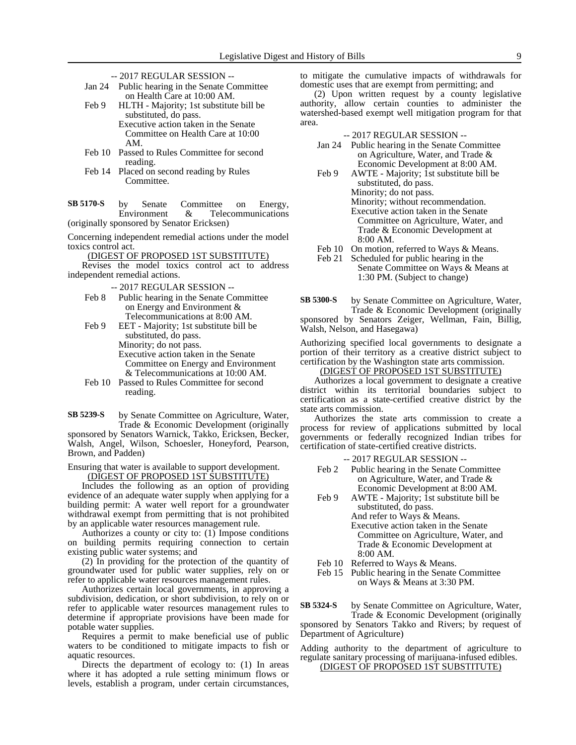-- 2017 REGULAR SESSION --

Jan 24 Public hearing in the Senate Committee on Health Care at 10:00 AM.

Feb 9 HLTH - Majority; 1st substitute bill be substituted, do pass.
Executive action taken in the Senate Committee on Health Care at 10:00 AM.

Feb 10 Passed to Rules Committee for second reading.

Feb 14 Placed on second reading by Rules Committee.

**SB 5170-S** by Senate Committee on Energy, Environment & Telecommunications (originally sponsored by Senator Ericksen)

Concerning independent remedial actions under the model toxics control act.

(DIGEST OF PROPOSED 1ST SUBSTITUTE)

Revises the model toxics control act to address independent remedial actions.

-- 2017 REGULAR SESSION --

Feb 8 Public hearing in the Senate Committee on Energy and Environment & Telecommunications at 8:00 AM.

Feb 9 EET - Majority; 1st substitute bill be substituted, do pass.
Minority; do not pass.
Executive action taken in the Senate Committee on Energy and Environment & Telecommunications at 10:00 AM.

Feb 10 Passed to Rules Committee for second reading.

**SB 5239-S** by Senate Committee on Agriculture, Water, Trade & Economic Development (originally sponsored by Senators Warnick, Takko, Ericksen, Becker, Walsh, Angel, Wilson, Schoesler, Honeyford, Pearson, Brown, and Padden)

Ensuring that water is available to support development.

(DIGEST OF PROPOSED 1ST SUBSTITUTE)

Includes the following as an option of providing evidence of an adequate water supply when applying for a building permit: A water well report for a groundwater withdrawal exempt from permitting that is not prohibited by an applicable water resources management rule.

Authorizes a county or city to: (1) Impose conditions on building permits requiring connection to certain existing public water systems; and

(2) In providing for the protection of the quantity of groundwater used for public water supplies, rely on or refer to applicable water resources management rules.

Authorizes certain local governments, in approving a subdivision, dedication, or short subdivision, to rely on or refer to applicable water resources management rules to determine if appropriate provisions have been made for potable water supplies.

Requires a permit to make beneficial use of public waters to be conditioned to mitigate impacts to fish or aquatic resources.

Directs the department of ecology to: (1) In areas where it has adopted a rule setting minimum flows or levels, establish a program, under certain circumstances, to mitigate the cumulative impacts of withdrawals for domestic uses that are exempt from permitting; and

(2) Upon written request by a county legislative authority, allow certain counties to administer the watershed-based exempt well mitigation program for that area.

-- 2017 REGULAR SESSION --

Jan 24 Public hearing in the Senate Committee on Agriculture, Water, and Trade & Economic Development at 8:00 AM.

Feb 9 AWTE - Majority; 1st substitute bill be substituted, do pass.
Minority; do not pass.
Minority; without recommendation.
Executive action taken in the Senate Committee on Agriculture, Water, and Trade & Economic Development at 8:00 AM.

Feb 10 On motion, referred to Ways & Means.

Feb 21 Scheduled for public hearing in the Senate Committee on Ways & Means at 1:30 PM. (Subject to change)

**SB 5300-S** by Senate Committee on Agriculture, Water, Trade & Economic Development (originally sponsored by Senators Zeiger, Wellman, Fain, Billig, Walsh, Nelson, and Hasegawa)

Authorizing specified local governments to designate a portion of their territory as a creative district subject to certification by the Washington state arts commission.

(DIGEST OF PROPOSED 1ST SUBSTITUTE)

Authorizes a local government to designate a creative district within its territorial boundaries subject to certification as a state-certified creative district by the state arts commission.

Authorizes the state arts commission to create a process for review of applications submitted by local governments or federally recognized Indian tribes for certification of state-certified creative districts.

-- 2017 REGULAR SESSION --

Feb 2 Public hearing in the Senate Committee on Agriculture, Water, and Trade & Economic Development at 8:00 AM.

Feb 9 AWTE - Majority; 1st substitute bill be substituted, do pass.
And refer to Ways & Means.
Executive action taken in the Senate Committee on Agriculture, Water, and Trade & Economic Development at 8:00 AM.

Feb 10 Referred to Ways & Means.

Feb 15 Public hearing in the Senate Committee on Ways & Means at 3:30 PM.

**SB 5324-S** by Senate Committee on Agriculture, Water, Trade & Economic Development (originally sponsored by Senators Takko and Rivers; by request of Department of Agriculture)

Adding authority to the department of agriculture to regulate sanitary processing of marijuana-infused edibles.

(DIGEST OF PROPOSED 1ST SUBSTITUTE)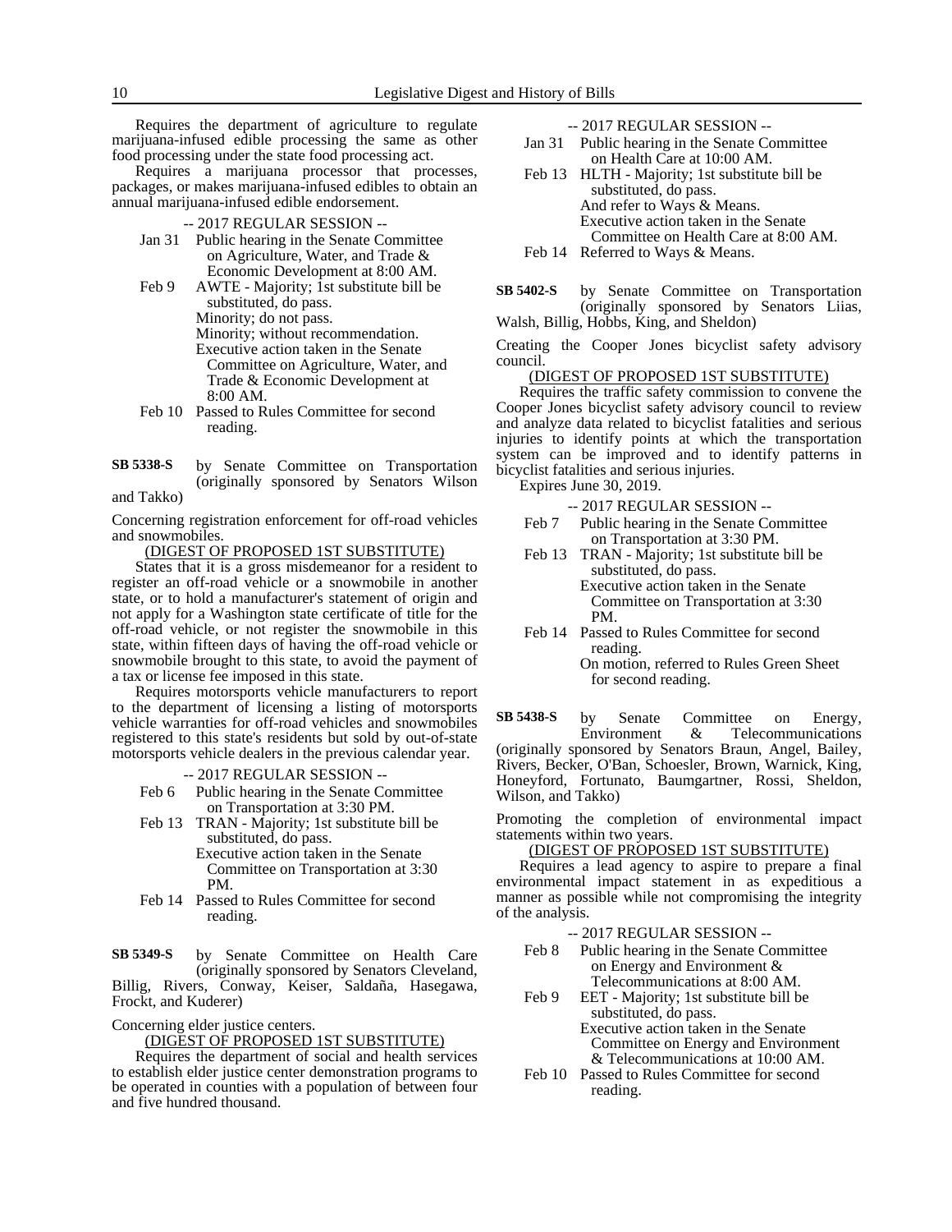Requires the department of agriculture to regulate marijuana-infused edible processing the same as other food processing under the state food processing act.

Requires a marijuana processor that processes, packages, or makes marijuana-infused edibles to obtain an annual marijuana-infused edible endorsement.

-- 2017 REGULAR SESSION --

- Jan 31 Public hearing in the Senate Committee on Agriculture, Water, and Trade & Economic Development at 8:00 AM.
- Feb 9 AWTE - Majority; 1st substitute bill be substituted, do pass.
  Minority; do not pass.
  Minority; without recommendation.
  Executive action taken in the Senate Committee on Agriculture, Water, and Trade & Economic Development at 8:00 AM.
- Feb 10 Passed to Rules Committee for second reading.

**SB 5338-S** by Senate Committee on Transportation (originally sponsored by Senators Wilson and Takko)

Concerning registration enforcement for off-road vehicles and snowmobiles.

(DIGEST OF PROPOSED 1ST SUBSTITUTE)

States that it is a gross misdemeanor for a resident to register an off-road vehicle or a snowmobile in another state, or to hold a manufacturer's statement of origin and not apply for a Washington state certificate of title for the off-road vehicle, or not register the snowmobile in this state, within fifteen days of having the off-road vehicle or snowmobile brought to this state, to avoid the payment of a tax or license fee imposed in this state.

Requires motorsports vehicle manufacturers to report to the department of licensing a listing of motorsports vehicle warranties for off-road vehicles and snowmobiles registered to this state's residents but sold by out-of-state motorsports vehicle dealers in the previous calendar year.

-- 2017 REGULAR SESSION --

- Feb 6 Public hearing in the Senate Committee on Transportation at 3:30 PM.
- Feb 13 TRAN - Majority; 1st substitute bill be substituted, do pass.
  Executive action taken in the Senate Committee on Transportation at 3:30 PM.
- Feb 14 Passed to Rules Committee for second reading.

**SB 5349-S** by Senate Committee on Health Care (originally sponsored by Senators Cleveland, Billig, Rivers, Conway, Keiser, Saldaña, Hasegawa, Frockt, and Kuderer)

Concerning elder justice centers.

(DIGEST OF PROPOSED 1ST SUBSTITUTE)

Requires the department of social and health services to establish elder justice center demonstration programs to be operated in counties with a population of between four and five hundred thousand.

-- 2017 REGULAR SESSION --

- Jan 31 Public hearing in the Senate Committee on Health Care at 10:00 AM.
- Feb 13 HLTH - Majority; 1st substitute bill be substituted, do pass.
  And refer to Ways & Means.
  Executive action taken in the Senate Committee on Health Care at 8:00 AM.
- Feb 14 Referred to Ways & Means.

**SB 5402-S** by Senate Committee on Transportation (originally sponsored by Senators Liias, Walsh, Billig, Hobbs, King, and Sheldon)

Creating the Cooper Jones bicyclist safety advisory council.

(DIGEST OF PROPOSED 1ST SUBSTITUTE)

Requires the traffic safety commission to convene the Cooper Jones bicyclist safety advisory council to review and analyze data related to bicyclist fatalities and serious injuries to identify points at which the transportation system can be improved and to identify patterns in bicyclist fatalities and serious injuries.

Expires June 30, 2019.

-- 2017 REGULAR SESSION --

- Feb 7 Public hearing in the Senate Committee on Transportation at 3:30 PM.
- Feb 13 TRAN - Majority; 1st substitute bill be substituted, do pass.
  Executive action taken in the Senate Committee on Transportation at 3:30 PM.
- Feb 14 Passed to Rules Committee for second reading.
  On motion, referred to Rules Green Sheet for second reading.

**SB 5438-S** by Senate Committee on Energy, Environment & Telecommunications (originally sponsored by Senators Braun, Angel, Bailey, Rivers, Becker, O'Ban, Schoesler, Brown, Warnick, King, Honeyford, Fortunato, Baumgartner, Rossi, Sheldon, Wilson, and Takko)

Promoting the completion of environmental impact statements within two years.

(DIGEST OF PROPOSED 1ST SUBSTITUTE)

Requires a lead agency to aspire to prepare a final environmental impact statement in as expeditious a manner as possible while not compromising the integrity of the analysis.

-- 2017 REGULAR SESSION --

- Feb 8 Public hearing in the Senate Committee on Energy and Environment & Telecommunications at 8:00 AM.
- Feb 9 EET - Majority; 1st substitute bill be substituted, do pass.
  Executive action taken in the Senate Committee on Energy and Environment & Telecommunications at 10:00 AM.
- Feb 10 Passed to Rules Committee for second reading.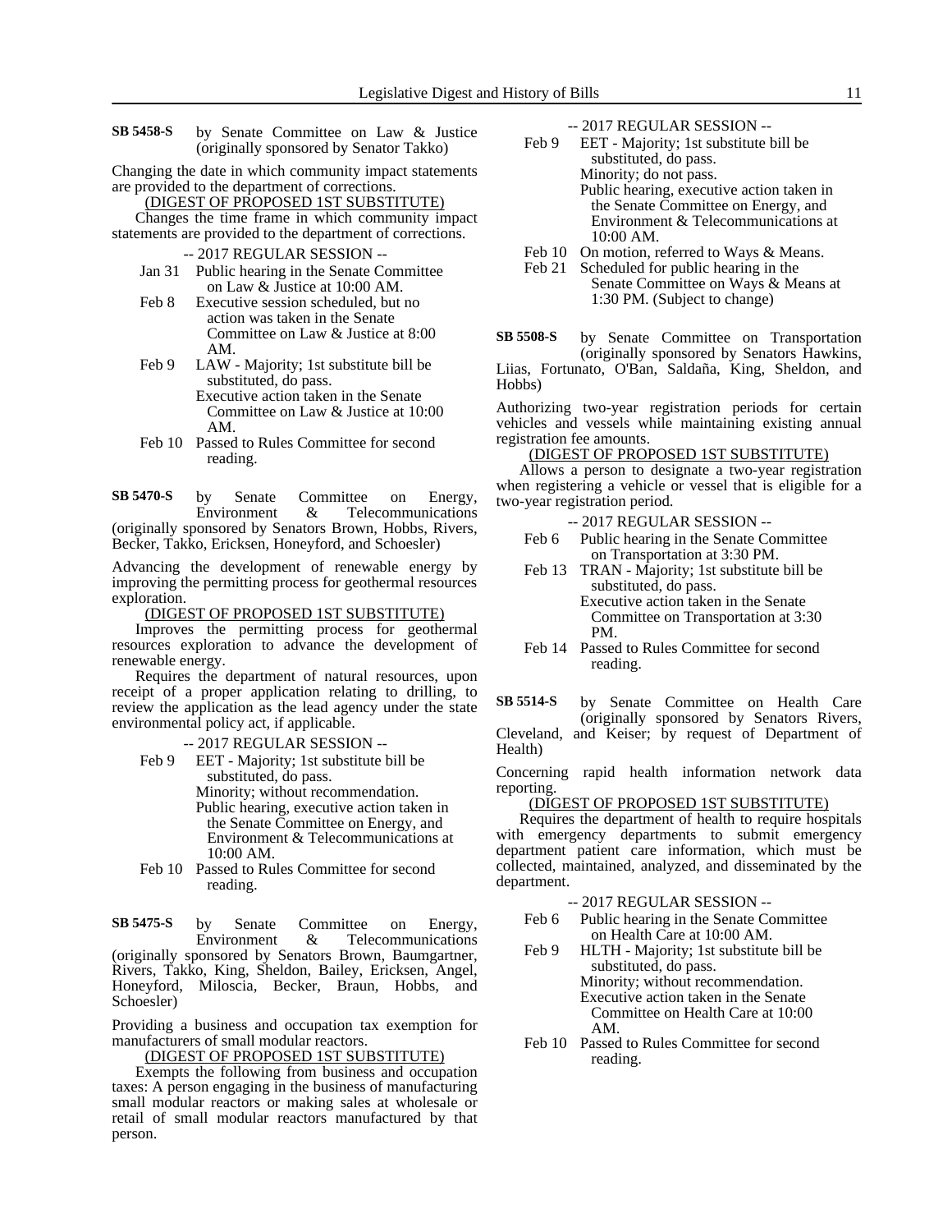**SB 5458-S** by Senate Committee on Law & Justice (originally sponsored by Senator Takko)

Changing the date in which community impact statements are provided to the department of corrections.

(DIGEST OF PROPOSED 1ST SUBSTITUTE)

Changes the time frame in which community impact statements are provided to the department of corrections.

-- 2017 REGULAR SESSION --

- Jan 31 Public hearing in the Senate Committee on Law & Justice at 10:00 AM.
- Feb 8 Executive session scheduled, but no action was taken in the Senate Committee on Law & Justice at 8:00 AM.
- Feb 9 LAW - Majority; 1st substitute bill be substituted, do pass.
  Executive action taken in the Senate Committee on Law & Justice at 10:00 AM.
- Feb 10 Passed to Rules Committee for second reading.

**SB 5470-S** by Senate Committee on Energy, Environment & Telecommunications (originally sponsored by Senators Brown, Hobbs, Rivers, Becker, Takko, Ericksen, Honeyford, and Schoesler)

Advancing the development of renewable energy by improving the permitting process for geothermal resources exploration.

(DIGEST OF PROPOSED 1ST SUBSTITUTE)

Improves the permitting process for geothermal resources exploration to advance the development of renewable energy.

Requires the department of natural resources, upon receipt of a proper application relating to drilling, to review the application as the lead agency under the state environmental policy act, if applicable.

-- 2017 REGULAR SESSION --

- Feb 9 EET - Majority; 1st substitute bill be substituted, do pass.
  Minority; without recommendation.
  Public hearing, executive action taken in the Senate Committee on Energy, and Environment & Telecommunications at 10:00 AM.
- Feb 10 Passed to Rules Committee for second reading.

**SB 5475-S** by Senate Committee on Energy, Environment & Telecommunications (originally sponsored by Senators Brown, Baumgartner, Rivers, Takko, King, Sheldon, Bailey, Ericksen, Angel, Honeyford, Miloscia, Becker, Braun, Hobbs, and Schoesler)

Providing a business and occupation tax exemption for manufacturers of small modular reactors.

(DIGEST OF PROPOSED 1ST SUBSTITUTE)

Exempts the following from business and occupation taxes: A person engaging in the business of manufacturing small modular reactors or making sales at wholesale or retail of small modular reactors manufactured by that person.

-- 2017 REGULAR SESSION --

- Feb 9 EET - Majority; 1st substitute bill be substituted, do pass.
  Minority; do not pass.
  Public hearing, executive action taken in the Senate Committee on Energy, and Environment & Telecommunications at 10:00 AM.
- Feb 10 On motion, referred to Ways & Means.
- Feb 21 Scheduled for public hearing in the Senate Committee on Ways & Means at 1:30 PM. (Subject to change)

**SB 5508-S** by Senate Committee on Transportation (originally sponsored by Senators Hawkins, Liias, Fortunato, O'Ban, Saldaña, King, Sheldon, and Hobbs)

Authorizing two-year registration periods for certain vehicles and vessels while maintaining existing annual registration fee amounts.

(DIGEST OF PROPOSED 1ST SUBSTITUTE)

Allows a person to designate a two-year registration when registering a vehicle or vessel that is eligible for a two-year registration period.

-- 2017 REGULAR SESSION --

- Feb 6 Public hearing in the Senate Committee on Transportation at 3:30 PM.
- Feb 13 TRAN - Majority; 1st substitute bill be substituted, do pass.
  Executive action taken in the Senate Committee on Transportation at 3:30 PM.
- Feb 14 Passed to Rules Committee for second reading.

**SB 5514-S** by Senate Committee on Health Care (originally sponsored by Senators Rivers, Cleveland, and Keiser; by request of Department of Health)

Concerning rapid health information network data reporting.

(DIGEST OF PROPOSED 1ST SUBSTITUTE)

Requires the department of health to require hospitals with emergency departments to submit emergency department patient care information, which must be collected, maintained, analyzed, and disseminated by the department.

-- 2017 REGULAR SESSION --

- Feb 6 Public hearing in the Senate Committee on Health Care at 10:00 AM.
- Feb 9 HLTH - Majority; 1st substitute bill be substituted, do pass.
  Minority; without recommendation.
  Executive action taken in the Senate Committee on Health Care at 10:00 AM.
- Feb 10 Passed to Rules Committee for second reading.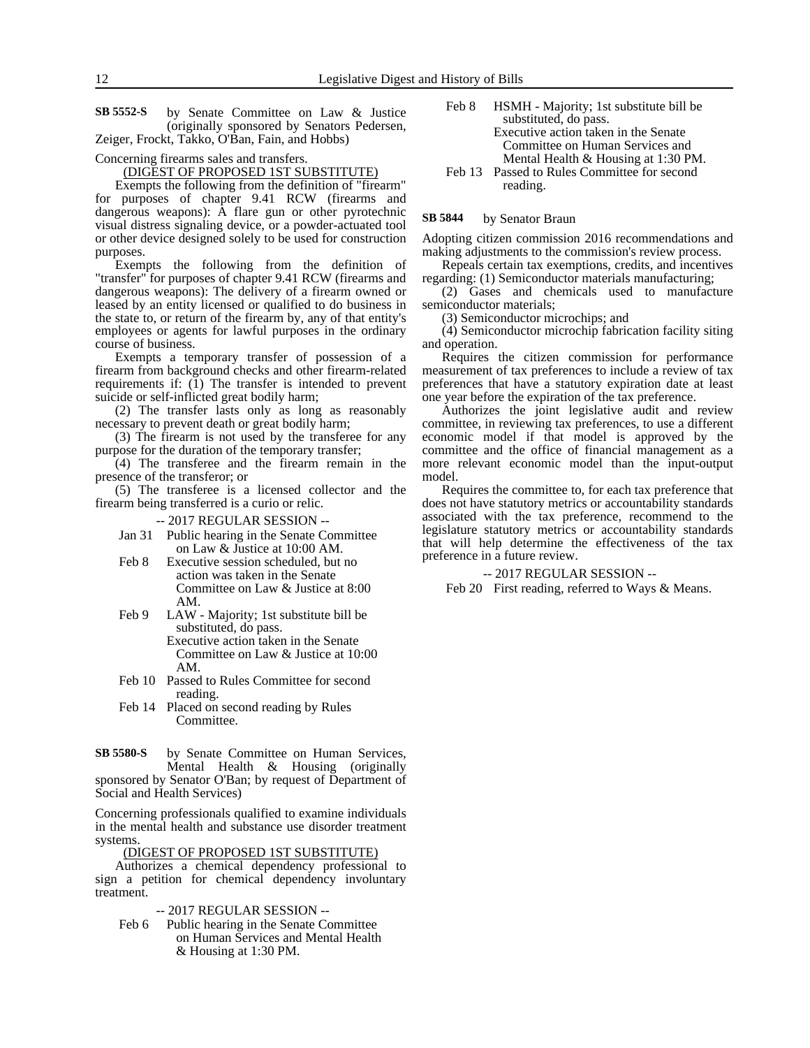**SB 5552-S** by Senate Committee on Law & Justice (originally sponsored by Senators Pedersen, Zeiger, Frockt, Takko, O'Ban, Fain, and Hobbs)

Concerning firearms sales and transfers.

(DIGEST OF PROPOSED 1ST SUBSTITUTE)

Exempts the following from the definition of "firearm" for purposes of chapter 9.41 RCW (firearms and dangerous weapons): A flare gun or other pyrotechnic visual distress signaling device, or a powder-actuated tool or other device designed solely to be used for construction purposes.

Exempts the following from the definition of "transfer" for purposes of chapter 9.41 RCW (firearms and dangerous weapons): The delivery of a firearm owned or leased by an entity licensed or qualified to do business in the state to, or return of the firearm by, any of that entity's employees or agents for lawful purposes in the ordinary course of business.

Exempts a temporary transfer of possession of a firearm from background checks and other firearm-related requirements if: (1) The transfer is intended to prevent suicide or self-inflicted great bodily harm;

(2) The transfer lasts only as long as reasonably necessary to prevent death or great bodily harm;

(3) The firearm is not used by the transferee for any purpose for the duration of the temporary transfer;

(4) The transferee and the firearm remain in the presence of the transferor; or

(5) The transferee is a licensed collector and the firearm being transferred is a curio or relic.

-- 2017 REGULAR SESSION --

Jan 31 Public hearing in the Senate Committee on Law & Justice at 10:00 AM.

Feb 8 Executive session scheduled, but no action was taken in the Senate Committee on Law & Justice at 8:00 AM.

Feb 9 LAW - Majority; 1st substitute bill be substituted, do pass.
Executive action taken in the Senate Committee on Law & Justice at 10:00 AM.

Feb 10 Passed to Rules Committee for second reading.

Feb 14 Placed on second reading by Rules Committee.

**SB 5580-S** by Senate Committee on Human Services, Mental Health & Housing (originally sponsored by Senator O'Ban; by request of Department of Social and Health Services)

Concerning professionals qualified to examine individuals in the mental health and substance use disorder treatment systems.

(DIGEST OF PROPOSED 1ST SUBSTITUTE)

Authorizes a chemical dependency professional to sign a petition for chemical dependency involuntary treatment.

-- 2017 REGULAR SESSION --

Feb 6 Public hearing in the Senate Committee on Human Services and Mental Health & Housing at 1:30 PM.

Feb 8 HSMH - Majority; 1st substitute bill be substituted, do pass.
Executive action taken in the Senate Committee on Human Services and Mental Health & Housing at 1:30 PM.

Feb 13 Passed to Rules Committee for second reading.

**SB 5844** by Senator Braun

Adopting citizen commission 2016 recommendations and making adjustments to the commission's review process.

Repeals certain tax exemptions, credits, and incentives regarding: (1) Semiconductor materials manufacturing;

(2) Gases and chemicals used to manufacture semiconductor materials;

(3) Semiconductor microchips; and

(4) Semiconductor microchip fabrication facility siting and operation.

Requires the citizen commission for performance measurement of tax preferences to include a review of tax preferences that have a statutory expiration date at least one year before the expiration of the tax preference.

Authorizes the joint legislative audit and review committee, in reviewing tax preferences, to use a different economic model if that model is approved by the committee and the office of financial management as a more relevant economic model than the input-output model.

Requires the committee to, for each tax preference that does not have statutory metrics or accountability standards associated with the tax preference, recommend to the legislature statutory metrics or accountability standards that will help determine the effectiveness of the tax preference in a future review.

-- 2017 REGULAR SESSION --

Feb 20 First reading, referred to Ways & Means.